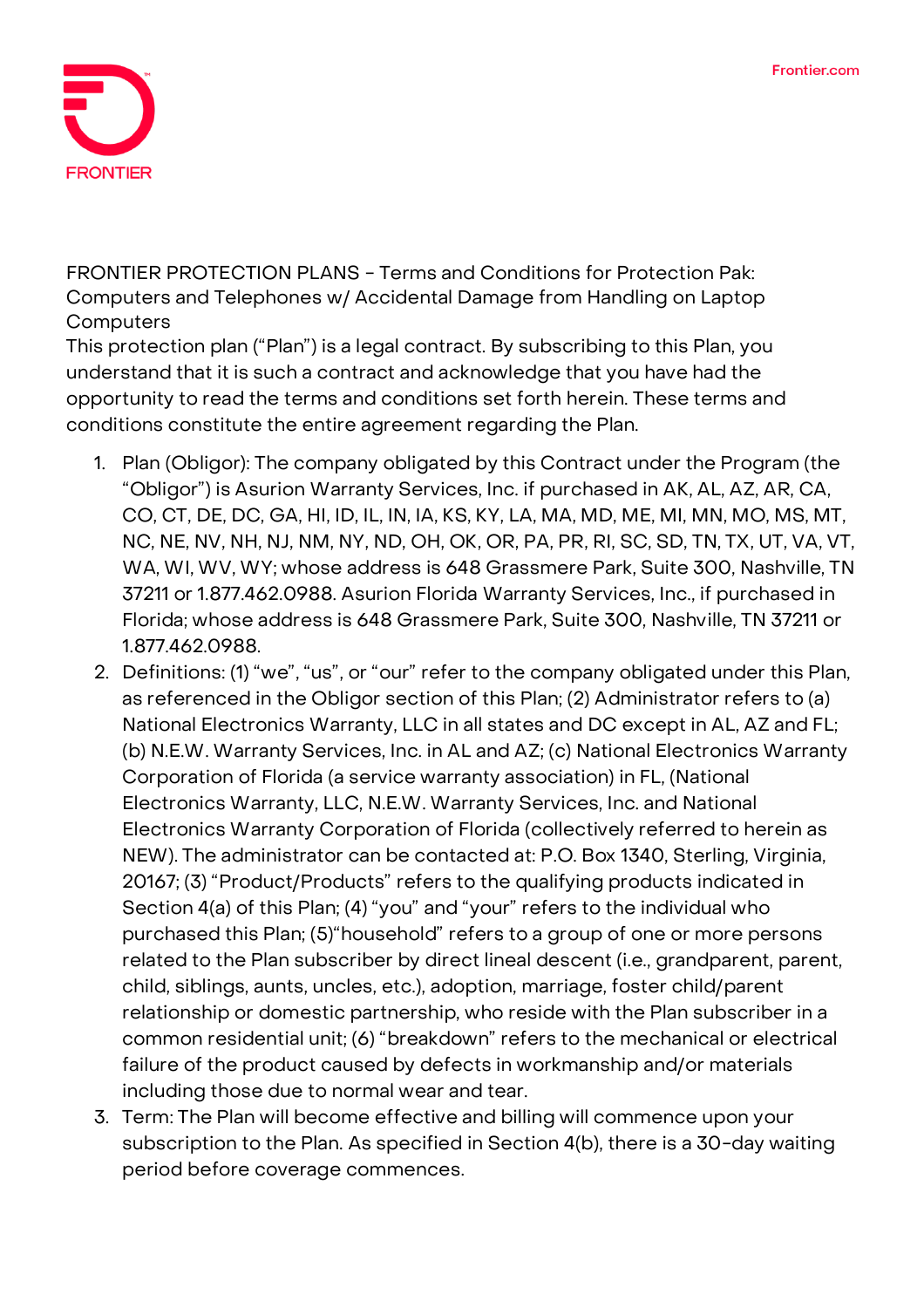FRONTIER PROTECTION PLANS - Terms and Conditions for Protection Pak: Computers and Telephones w/ Accidental Damage from Handling on Laptop Computers

This protection plan ("Plan") is a legal contract. By subscribing to this Plan, you understand that it is such a contract and acknowledge that you have had the opportunity to read the terms and conditions set forth herein. These terms and conditions constitute the entire agreement regarding the Plan.

1. Plan (Obligor): The company obligated by this Contract under the Program (the "Obligor") is Asurion Warranty Services, Inc. if purchased in AK, AL, AZ, AR, CA, CO, CT, DE, DC, GA, HI, ID, IL, IN, IA, KS, KY, LA, MA, MD, ME, MI, MN, MO, MS, MT, NC, NE, NV, NH, NJ, NM, NY, ND, OH, OK, OR, PA, PR, RI, SC, SD, TN, TX, UT, VA, VT, WA, WI, WV, WY; whose address is 648 Grassmere Park, Suite 300, Nashville, TN 37211 or 1.877.462.0988. Asurion Florida Warranty Services, Inc., if purchased in Florida; whose address is 648 Grassmere Park, Suite 300, Nashville, TN 37211 or 1.877.462.0988.
2. Definitions: (1) "we", "us", or "our" refer to the company obligated under this Plan, as referenced in the Obligor section of this Plan; (2) Administrator refers to (a) National Electronics Warranty, LLC in all states and DC except in AL, AZ and FL; (b) N.E.W. Warranty Services, Inc. in AL and AZ; (c) National Electronics Warranty Corporation of Florida (a service warranty association) in FL, (National Electronics Warranty, LLC, N.E.W. Warranty Services, Inc. and National Electronics Warranty Corporation of Florida (collectively referred to herein as NEW). The administrator can be contacted at: P.O. Box 1340, Sterling, Virginia, 20167; (3) "Product/Products" refers to the qualifying products indicated in Section 4(a) of this Plan; (4) "you" and "your" refers to the individual who purchased this Plan; (5)"household" refers to a group of one or more persons related to the Plan subscriber by direct lineal descent (i.e., grandparent, parent, child, siblings, aunts, uncles, etc.), adoption, marriage, foster child/parent relationship or domestic partnership, who reside with the Plan subscriber in a common residential unit; (6) "breakdown" refers to the mechanical or electrical failure of the product caused by defects in workmanship and/or materials including those due to normal wear and tear.
3. Term: The Plan will become effective and billing will commence upon your subscription to the Plan. As specified in Section 4(b), there is a 30-day waiting period before coverage commences.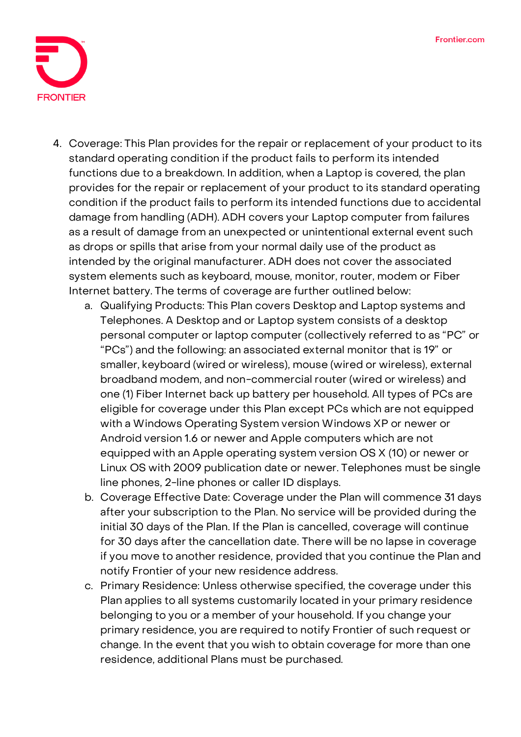4. Coverage: This Plan provides for the repair or replacement of your product to its standard operating condition if the product fails to perform its intended functions due to a breakdown. In addition, when a Laptop is covered, the plan provides for the repair or replacement of your product to its standard operating condition if the product fails to perform its intended functions due to accidental damage from handling (ADH). ADH covers your Laptop computer from failures as a result of damage from an unexpected or unintentional external event such as drops or spills that arise from your normal daily use of the product as intended by the original manufacturer. ADH does not cover the associated system elements such as keyboard, mouse, monitor, router, modem or Fiber Internet battery. The terms of coverage are further outlined below:
   a. Qualifying Products: This Plan covers Desktop and Laptop systems and Telephones. A Desktop and or Laptop system consists of a desktop personal computer or laptop computer (collectively referred to as "PC" or "PCs") and the following: an associated external monitor that is 19" or smaller, keyboard (wired or wireless), mouse (wired or wireless), external broadband modem, and non-commercial router (wired or wireless) and one (1) Fiber Internet back up battery per household. All types of PCs are eligible for coverage under this Plan except PCs which are not equipped with a Windows Operating System version Windows XP or newer or Android version 1.6 or newer and Apple computers which are not equipped with an Apple operating system version OS X (10) or newer or Linux OS with 2009 publication date or newer. Telephones must be single line phones, 2-line phones or caller ID displays.
   b. Coverage Effective Date: Coverage under the Plan will commence 31 days after your subscription to the Plan. No service will be provided during the initial 30 days of the Plan. If the Plan is cancelled, coverage will continue for 30 days after the cancellation date. There will be no lapse in coverage if you move to another residence, provided that you continue the Plan and notify Frontier of your new residence address.
   c. Primary Residence: Unless otherwise specified, the coverage under this Plan applies to all systems customarily located in your primary residence belonging to you or a member of your household. If you change your primary residence, you are required to notify Frontier of such request or change. In the event that you wish to obtain coverage for more than one residence, additional Plans must be purchased.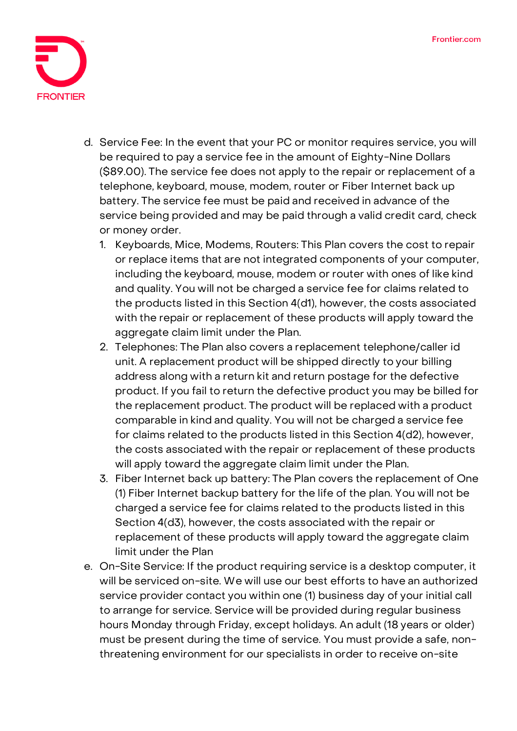d. Service Fee: In the event that your PC or monitor requires service, you will be required to pay a service fee in the amount of Eighty-Nine Dollars ($89.00). The service fee does not apply to the repair or replacement of a telephone, keyboard, mouse, modem, router or Fiber Internet back up battery. The service fee must be paid and received in advance of the service being provided and may be paid through a valid credit card, check or money order.
   1. Keyboards, Mice, Modems, Routers: This Plan covers the cost to repair or replace items that are not integrated components of your computer, including the keyboard, mouse, modem or router with ones of like kind and quality. You will not be charged a service fee for claims related to the products listed in this Section 4(d1), however, the costs associated with the repair or replacement of these products will apply toward the aggregate claim limit under the Plan.
   2. Telephones: The Plan also covers a replacement telephone/caller id unit. A replacement product will be shipped directly to your billing address along with a return kit and return postage for the defective product. If you fail to return the defective product you may be billed for the replacement product. The product will be replaced with a product comparable in kind and quality. You will not be charged a service fee for claims related to the products listed in this Section 4(d2), however, the costs associated with the repair or replacement of these products will apply toward the aggregate claim limit under the Plan.
   3. Fiber Internet back up battery: The Plan covers the replacement of One (1) Fiber Internet backup battery for the life of the plan. You will not be charged a service fee for claims related to the products listed in this Section 4(d3), however, the costs associated with the repair or replacement of these products will apply toward the aggregate claim limit under the Plan

e. On-Site Service: If the product requiring service is a desktop computer, it will be serviced on-site. We will use our best efforts to have an authorized service provider contact you within one (1) business day of your initial call to arrange for service. Service will be provided during regular business hours Monday through Friday, except holidays. An adult (18 years or older) must be present during the time of service. You must provide a safe, non-threatening environment for our specialists in order to receive on-site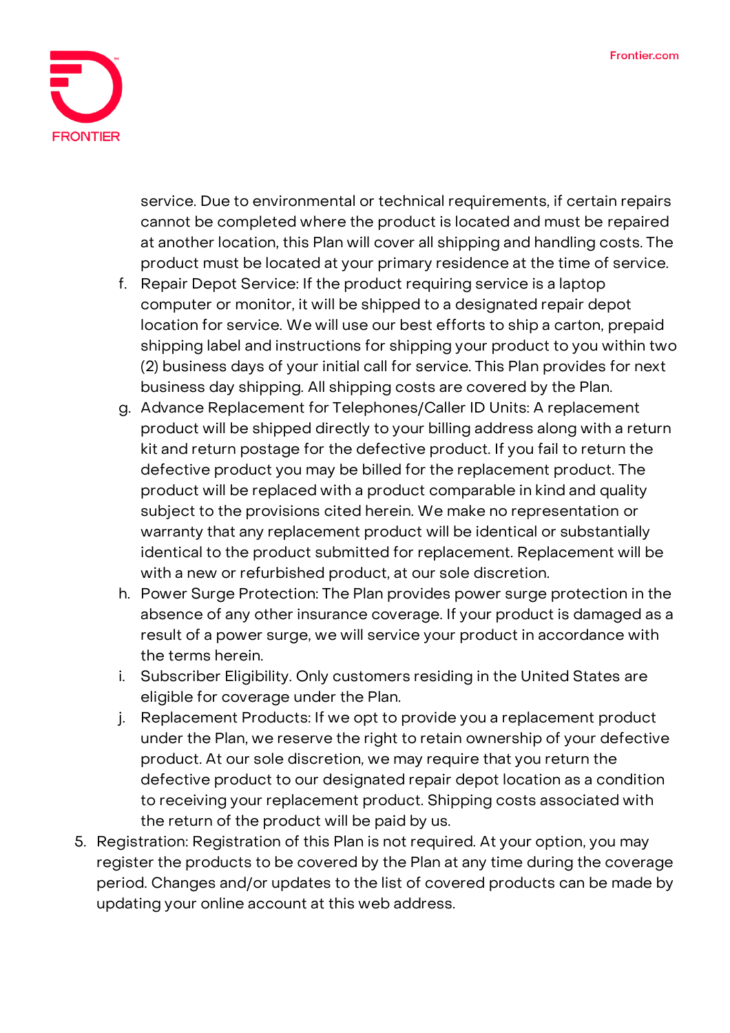service. Due to environmental or technical requirements, if certain repairs cannot be completed where the product is located and must be repaired at another location, this Plan will cover all shipping and handling costs. The product must be located at your primary residence at the time of service.

f. Repair Depot Service: If the product requiring service is a laptop computer or monitor, it will be shipped to a designated repair depot location for service. We will use our best efforts to ship a carton, prepaid shipping label and instructions for shipping your product to you within two (2) business days of your initial call for service. This Plan provides for next business day shipping. All shipping costs are covered by the Plan.

g. Advance Replacement for Telephones/Caller ID Units: A replacement product will be shipped directly to your billing address along with a return kit and return postage for the defective product. If you fail to return the defective product you may be billed for the replacement product. The product will be replaced with a product comparable in kind and quality subject to the provisions cited herein. We make no representation or warranty that any replacement product will be identical or substantially identical to the product submitted for replacement. Replacement will be with a new or refurbished product, at our sole discretion.

h. Power Surge Protection: The Plan provides power surge protection in the absence of any other insurance coverage. If your product is damaged as a result of a power surge, we will service your product in accordance with the terms herein.

i. Subscriber Eligibility. Only customers residing in the United States are eligible for coverage under the Plan.

j. Replacement Products: If we opt to provide you a replacement product under the Plan, we reserve the right to retain ownership of your defective product. At our sole discretion, we may require that you return the defective product to our designated repair depot location as a condition to receiving your replacement product. Shipping costs associated with the return of the product will be paid by us.

5. Registration: Registration of this Plan is not required. At your option, you may register the products to be covered by the Plan at any time during the coverage period. Changes and/or updates to the list of covered products can be made by updating your online account at this web address.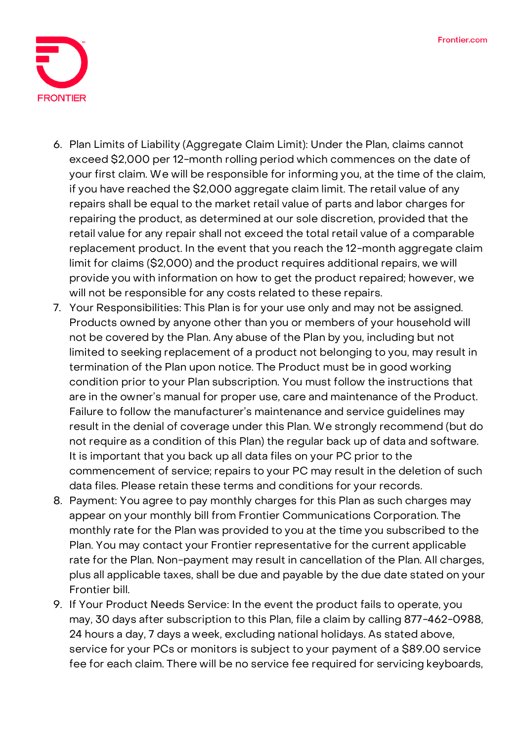6. Plan Limits of Liability (Aggregate Claim Limit): Under the Plan, claims cannot exceed $2,000 per 12-month rolling period which commences on the date of your first claim. We will be responsible for informing you, at the time of the claim, if you have reached the $2,000 aggregate claim limit. The retail value of any repairs shall be equal to the market retail value of parts and labor charges for repairing the product, as determined at our sole discretion, provided that the retail value for any repair shall not exceed the total retail value of a comparable replacement product. In the event that you reach the 12-month aggregate claim limit for claims ($2,000) and the product requires additional repairs, we will provide you with information on how to get the product repaired; however, we will not be responsible for any costs related to these repairs.
7. Your Responsibilities: This Plan is for your use only and may not be assigned. Products owned by anyone other than you or members of your household will not be covered by the Plan. Any abuse of the Plan by you, including but not limited to seeking replacement of a product not belonging to you, may result in termination of the Plan upon notice. The Product must be in good working condition prior to your Plan subscription. You must follow the instructions that are in the owner's manual for proper use, care and maintenance of the Product. Failure to follow the manufacturer's maintenance and service guidelines may result in the denial of coverage under this Plan. We strongly recommend (but do not require as a condition of this Plan) the regular back up of data and software. It is important that you back up all data files on your PC prior to the commencement of service; repairs to your PC may result in the deletion of such data files. Please retain these terms and conditions for your records.
8. Payment: You agree to pay monthly charges for this Plan as such charges may appear on your monthly bill from Frontier Communications Corporation. The monthly rate for the Plan was provided to you at the time you subscribed to the Plan. You may contact your Frontier representative for the current applicable rate for the Plan. Non-payment may result in cancellation of the Plan. All charges, plus all applicable taxes, shall be due and payable by the due date stated on your Frontier bill.
9. If Your Product Needs Service: In the event the product fails to operate, you may, 30 days after subscription to this Plan, file a claim by calling 877-462-0988, 24 hours a day, 7 days a week, excluding national holidays. As stated above, service for your PCs or monitors is subject to your payment of a $89.00 service fee for each claim. There will be no service fee required for servicing keyboards,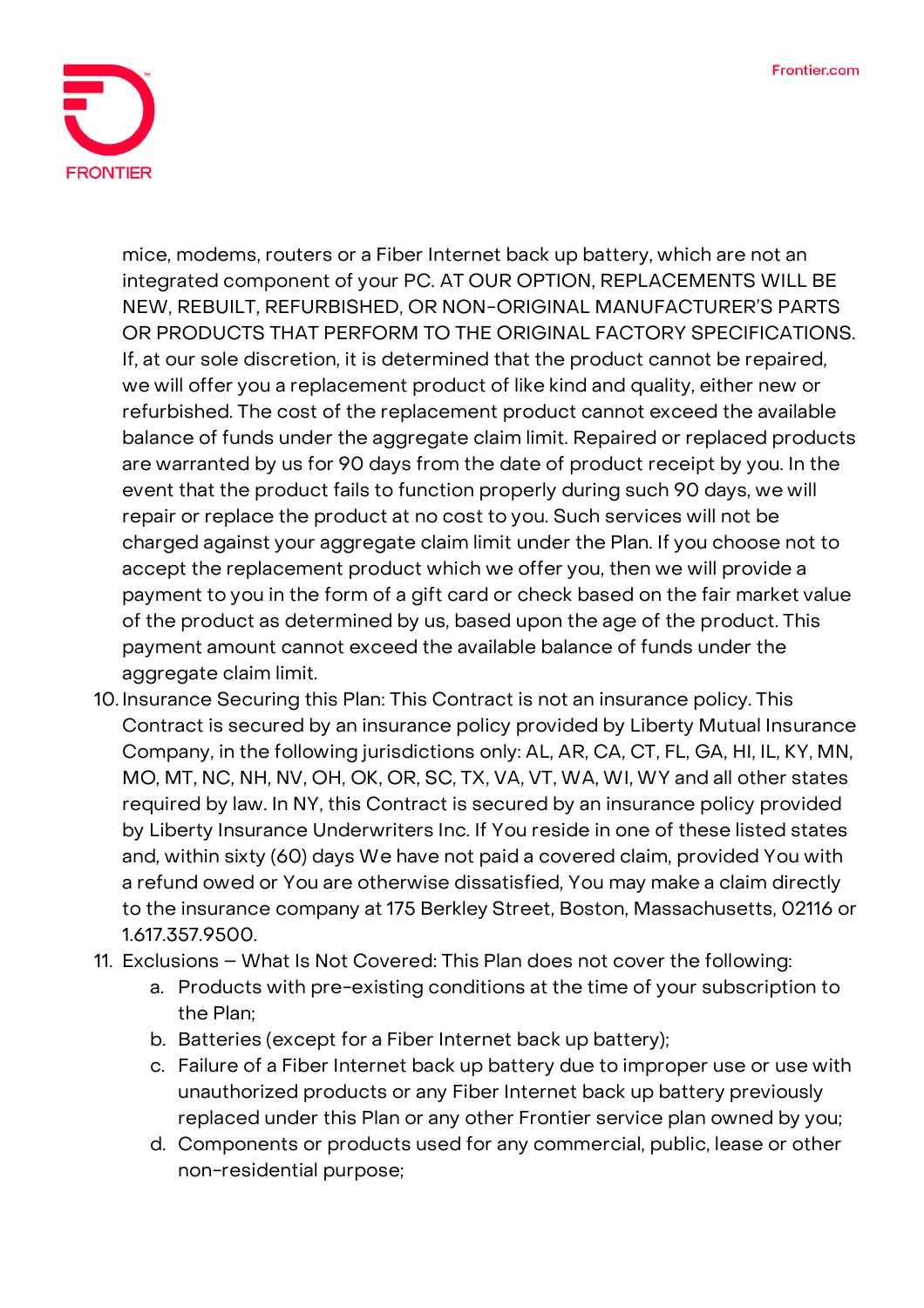mice, modems, routers or a Fiber Internet back up battery, which are not an integrated component of your PC. AT OUR OPTION, REPLACEMENTS WILL BE NEW, REBUILT, REFURBISHED, OR NON-ORIGINAL MANUFACTURER'S PARTS OR PRODUCTS THAT PERFORM TO THE ORIGINAL FACTORY SPECIFICATIONS. If, at our sole discretion, it is determined that the product cannot be repaired, we will offer you a replacement product of like kind and quality, either new or refurbished. The cost of the replacement product cannot exceed the available balance of funds under the aggregate claim limit. Repaired or replaced products are warranted by us for 90 days from the date of product receipt by you. In the event that the product fails to function properly during such 90 days, we will repair or replace the product at no cost to you. Such services will not be charged against your aggregate claim limit under the Plan. If you choose not to accept the replacement product which we offer you, then we will provide a payment to you in the form of a gift card or check based on the fair market value of the product as determined by us, based upon the age of the product. This payment amount cannot exceed the available balance of funds under the aggregate claim limit.

10. Insurance Securing this Plan: This Contract is not an insurance policy. This Contract is secured by an insurance policy provided by Liberty Mutual Insurance Company, in the following jurisdictions only: AL, AR, CA, CT, FL, GA, HI, IL, KY, MN, MO, MT, NC, NH, NV, OH, OK, OR, SC, TX, VA, VT, WA, WI, WY and all other states required by law. In NY, this Contract is secured by an insurance policy provided by Liberty Insurance Underwriters Inc. If You reside in one of these listed states and, within sixty (60) days We have not paid a covered claim, provided You with a refund owed or You are otherwise dissatisfied, You may make a claim directly to the insurance company at 175 Berkley Street, Boston, Massachusetts, 02116 or 1.617.357.9500.
11. Exclusions – What Is Not Covered: This Plan does not cover the following:
    a. Products with pre-existing conditions at the time of your subscription to the Plan;
    b. Batteries (except for a Fiber Internet back up battery);
    c. Failure of a Fiber Internet back up battery due to improper use or use with unauthorized products or any Fiber Internet back up battery previously replaced under this Plan or any other Frontier service plan owned by you;
    d. Components or products used for any commercial, public, lease or other non-residential purpose;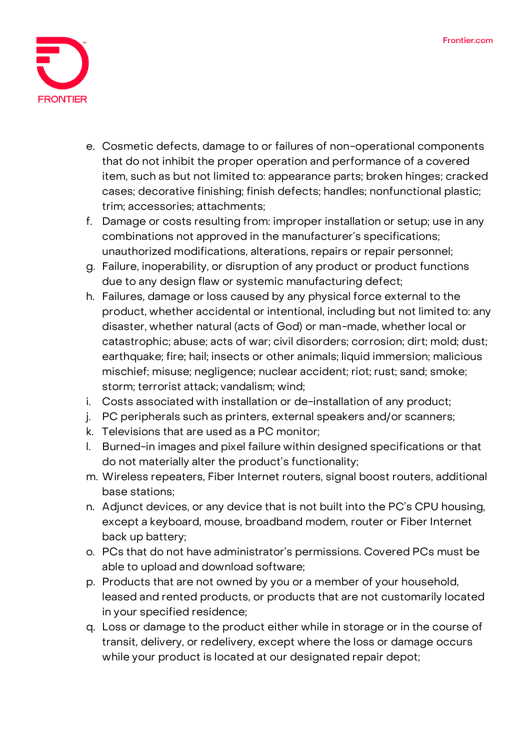e. Cosmetic defects, damage to or failures of non-operational components that do not inhibit the proper operation and performance of a covered item, such as but not limited to: appearance parts; broken hinges; cracked cases; decorative finishing; finish defects; handles; nonfunctional plastic; trim; accessories; attachments;

f. Damage or costs resulting from: improper installation or setup; use in any combinations not approved in the manufacturer's specifications; unauthorized modifications, alterations, repairs or repair personnel;

g. Failure, inoperability, or disruption of any product or product functions due to any design flaw or systemic manufacturing defect;

h. Failures, damage or loss caused by any physical force external to the product, whether accidental or intentional, including but not limited to: any disaster, whether natural (acts of God) or man-made, whether local or catastrophic; abuse; acts of war; civil disorders; corrosion; dirt; mold; dust; earthquake; fire; hail; insects or other animals; liquid immersion; malicious mischief; misuse; negligence; nuclear accident; riot; rust; sand; smoke; storm; terrorist attack; vandalism; wind;

i. Costs associated with installation or de-installation of any product;

j. PC peripherals such as printers, external speakers and/or scanners;

k. Televisions that are used as a PC monitor;

l. Burned-in images and pixel failure within designed specifications or that do not materially alter the product's functionality;

m. Wireless repeaters, Fiber Internet routers, signal boost routers, additional base stations;

n. Adjunct devices, or any device that is not built into the PC's CPU housing, except a keyboard, mouse, broadband modem, router or Fiber Internet back up battery;

o. PCs that do not have administrator's permissions. Covered PCs must be able to upload and download software;

p. Products that are not owned by you or a member of your household, leased and rented products, or products that are not customarily located in your specified residence;

q. Loss or damage to the product either while in storage or in the course of transit, delivery, or redelivery, except where the loss or damage occurs while your product is located at our designated repair depot;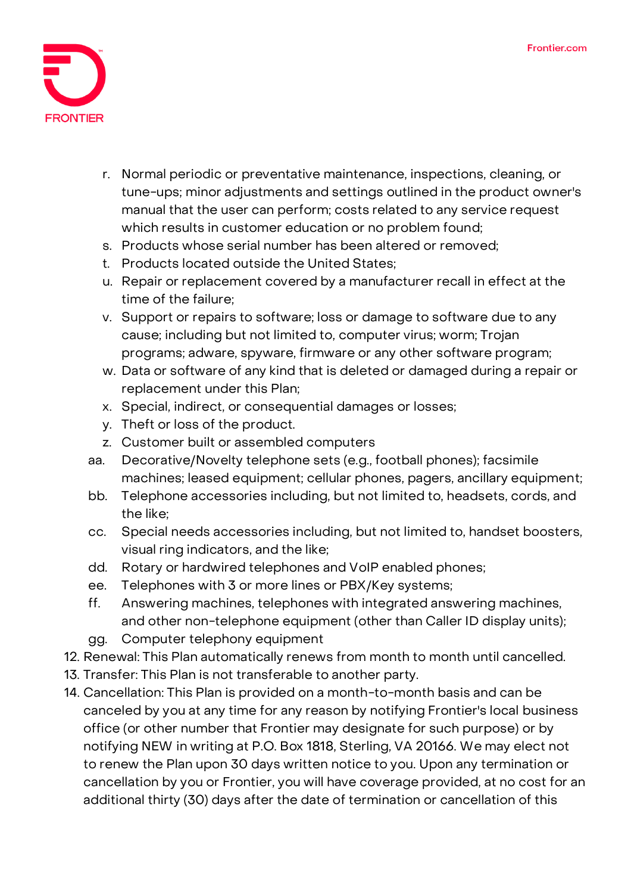r. Normal periodic or preventative maintenance, inspections, cleaning, or tune-ups; minor adjustments and settings outlined in the product owner's manual that the user can perform; costs related to any service request which results in customer education or no problem found;
s. Products whose serial number has been altered or removed;
t. Products located outside the United States;
u. Repair or replacement covered by a manufacturer recall in effect at the time of the failure;
v. Support or repairs to software; loss or damage to software due to any cause; including but not limited to, computer virus; worm; Trojan programs; adware, spyware, firmware or any other software program;
w. Data or software of any kind that is deleted or damaged during a repair or replacement under this Plan;
x. Special, indirect, or consequential damages or losses;
y. Theft or loss of the product.
z. Customer built or assembled computers
aa. Decorative/Novelty telephone sets (e.g., football phones); facsimile machines; leased equipment; cellular phones, pagers, ancillary equipment;
bb. Telephone accessories including, but not limited to, headsets, cords, and the like;
cc. Special needs accessories including, but not limited to, handset boosters, visual ring indicators, and the like;
dd. Rotary or hardwired telephones and VoIP enabled phones;
ee. Telephones with 3 or more lines or PBX/Key systems;
ff. Answering machines, telephones with integrated answering machines, and other non-telephone equipment (other than Caller ID display units);
gg. Computer telephony equipment

12. Renewal: This Plan automatically renews from month to month until cancelled.
13. Transfer: This Plan is not transferable to another party.
14. Cancellation: This Plan is provided on a month-to-month basis and can be canceled by you at any time for any reason by notifying Frontier's local business office (or other number that Frontier may designate for such purpose) or by notifying NEW in writing at P.O. Box 1818, Sterling, VA 20166. We may elect not to renew the Plan upon 30 days written notice to you. Upon any termination or cancellation by you or Frontier, you will have coverage provided, at no cost for an additional thirty (30) days after the date of termination or cancellation of this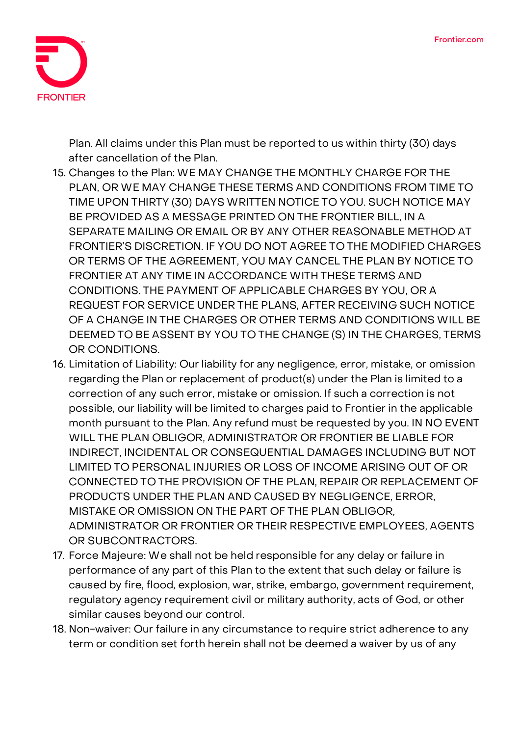Plan. All claims under this Plan must be reported to us within thirty (30) days after cancellation of the Plan.

15. Changes to the Plan: WE MAY CHANGE THE MONTHLY CHARGE FOR THE PLAN, OR WE MAY CHANGE THESE TERMS AND CONDITIONS FROM TIME TO TIME UPON THIRTY (30) DAYS WRITTEN NOTICE TO YOU. SUCH NOTICE MAY BE PROVIDED AS A MESSAGE PRINTED ON THE FRONTIER BILL, IN A SEPARATE MAILING OR EMAIL OR BY ANY OTHER REASONABLE METHOD AT FRONTIER'S DISCRETION. IF YOU DO NOT AGREE TO THE MODIFIED CHARGES OR TERMS OF THE AGREEMENT, YOU MAY CANCEL THE PLAN BY NOTICE TO FRONTIER AT ANY TIME IN ACCORDANCE WITH THESE TERMS AND CONDITIONS. THE PAYMENT OF APPLICABLE CHARGES BY YOU, OR A REQUEST FOR SERVICE UNDER THE PLANS, AFTER RECEIVING SUCH NOTICE OF A CHANGE IN THE CHARGES OR OTHER TERMS AND CONDITIONS WILL BE DEEMED TO BE ASSENT BY YOU TO THE CHANGE (S) IN THE CHARGES, TERMS OR CONDITIONS.
16. Limitation of Liability: Our liability for any negligence, error, mistake, or omission regarding the Plan or replacement of product(s) under the Plan is limited to a correction of any such error, mistake or omission. If such a correction is not possible, our liability will be limited to charges paid to Frontier in the applicable month pursuant to the Plan. Any refund must be requested by you. IN NO EVENT WILL THE PLAN OBLIGOR, ADMINISTRATOR OR FRONTIER BE LIABLE FOR INDIRECT, INCIDENTAL OR CONSEQUENTIAL DAMAGES INCLUDING BUT NOT LIMITED TO PERSONAL INJURIES OR LOSS OF INCOME ARISING OUT OF OR CONNECTED TO THE PROVISION OF THE PLAN, REPAIR OR REPLACEMENT OF PRODUCTS UNDER THE PLAN AND CAUSED BY NEGLIGENCE, ERROR, MISTAKE OR OMISSION ON THE PART OF THE PLAN OBLIGOR, ADMINISTRATOR OR FRONTIER OR THEIR RESPECTIVE EMPLOYEES, AGENTS OR SUBCONTRACTORS.
17. Force Majeure: We shall not be held responsible for any delay or failure in performance of any part of this Plan to the extent that such delay or failure is caused by fire, flood, explosion, war, strike, embargo, government requirement, regulatory agency requirement civil or military authority, acts of God, or other similar causes beyond our control.
18. Non-waiver: Our failure in any circumstance to require strict adherence to any term or condition set forth herein shall not be deemed a waiver by us of any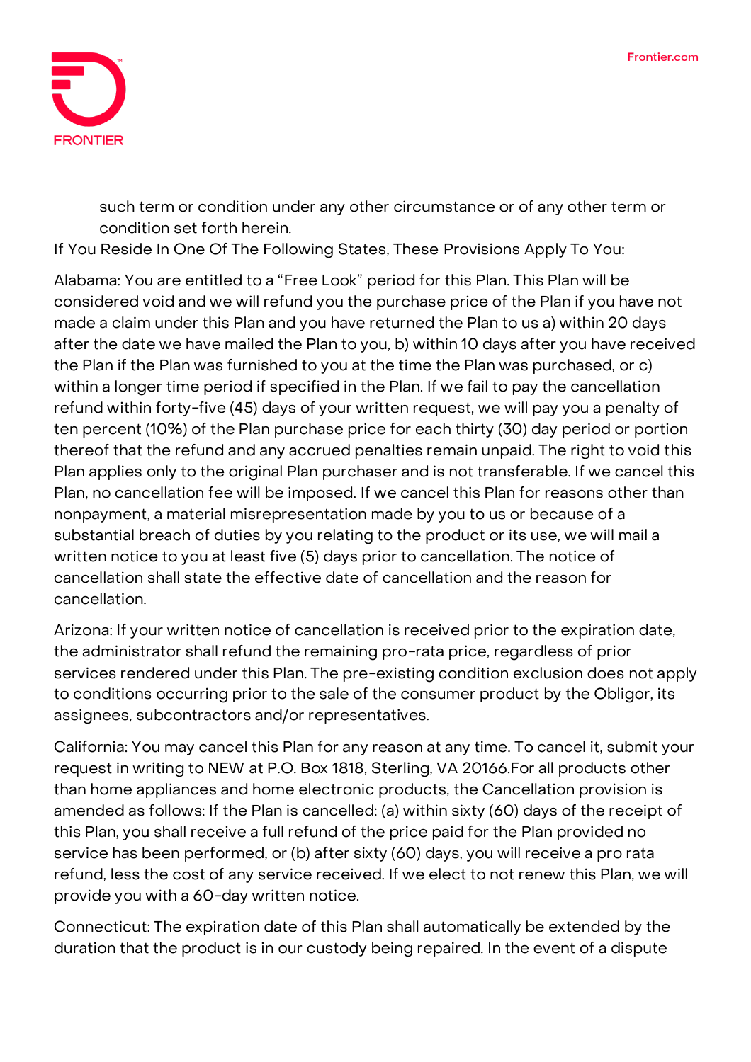such term or condition under any other circumstance or of any other term or condition set forth herein.

If You Reside In One Of The Following States, These Provisions Apply To You:

Alabama: You are entitled to a “Free Look” period for this Plan. This Plan will be considered void and we will refund you the purchase price of the Plan if you have not made a claim under this Plan and you have returned the Plan to us a) within 20 days after the date we have mailed the Plan to you, b) within 10 days after you have received the Plan if the Plan was furnished to you at the time the Plan was purchased, or c) within a longer time period if specified in the Plan. If we fail to pay the cancellation refund within forty-five (45) days of your written request, we will pay you a penalty of ten percent (10%) of the Plan purchase price for each thirty (30) day period or portion thereof that the refund and any accrued penalties remain unpaid. The right to void this Plan applies only to the original Plan purchaser and is not transferable. If we cancel this Plan, no cancellation fee will be imposed. If we cancel this Plan for reasons other than nonpayment, a material misrepresentation made by you to us or because of a substantial breach of duties by you relating to the product or its use, we will mail a written notice to you at least five (5) days prior to cancellation. The notice of cancellation shall state the effective date of cancellation and the reason for cancellation.

Arizona: If your written notice of cancellation is received prior to the expiration date, the administrator shall refund the remaining pro-rata price, regardless of prior services rendered under this Plan. The pre-existing condition exclusion does not apply to conditions occurring prior to the sale of the consumer product by the Obligor, its assignees, subcontractors and/or representatives.

California: You may cancel this Plan for any reason at any time. To cancel it, submit your request in writing to NEW at P.O. Box 1818, Sterling, VA 20166.For all products other than home appliances and home electronic products, the Cancellation provision is amended as follows: If the Plan is cancelled: (a) within sixty (60) days of the receipt of this Plan, you shall receive a full refund of the price paid for the Plan provided no service has been performed, or (b) after sixty (60) days, you will receive a pro rata refund, less the cost of any service received. If we elect to not renew this Plan, we will provide you with a 60-day written notice.

Connecticut: The expiration date of this Plan shall automatically be extended by the duration that the product is in our custody being repaired. In the event of a dispute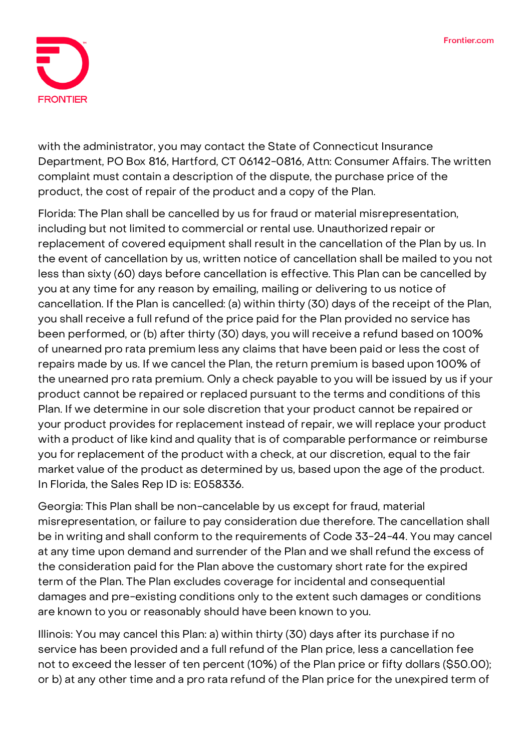with the administrator, you may contact the State of Connecticut Insurance Department, PO Box 816, Hartford, CT 06142-0816, Attn: Consumer Affairs. The written complaint must contain a description of the dispute, the purchase price of the product, the cost of repair of the product and a copy of the Plan.

Florida: The Plan shall be cancelled by us for fraud or material misrepresentation, including but not limited to commercial or rental use. Unauthorized repair or replacement of covered equipment shall result in the cancellation of the Plan by us. In the event of cancellation by us, written notice of cancellation shall be mailed to you not less than sixty (60) days before cancellation is effective. This Plan can be cancelled by you at any time for any reason by emailing, mailing or delivering to us notice of cancellation. If the Plan is cancelled: (a) within thirty (30) days of the receipt of the Plan, you shall receive a full refund of the price paid for the Plan provided no service has been performed, or (b) after thirty (30) days, you will receive a refund based on 100% of unearned pro rata premium less any claims that have been paid or less the cost of repairs made by us. If we cancel the Plan, the return premium is based upon 100% of the unearned pro rata premium. Only a check payable to you will be issued by us if your product cannot be repaired or replaced pursuant to the terms and conditions of this Plan. If we determine in our sole discretion that your product cannot be repaired or your product provides for replacement instead of repair, we will replace your product with a product of like kind and quality that is of comparable performance or reimburse you for replacement of the product with a check, at our discretion, equal to the fair market value of the product as determined by us, based upon the age of the product. In Florida, the Sales Rep ID is: E058336.

Georgia: This Plan shall be non-cancelable by us except for fraud, material misrepresentation, or failure to pay consideration due therefore. The cancellation shall be in writing and shall conform to the requirements of Code 33-24-44. You may cancel at any time upon demand and surrender of the Plan and we shall refund the excess of the consideration paid for the Plan above the customary short rate for the expired term of the Plan. The Plan excludes coverage for incidental and consequential damages and pre-existing conditions only to the extent such damages or conditions are known to you or reasonably should have been known to you.

Illinois: You may cancel this Plan: a) within thirty (30) days after its purchase if no service has been provided and a full refund of the Plan price, less a cancellation fee not to exceed the lesser of ten percent (10%) of the Plan price or fifty dollars ($50.00); or b) at any other time and a pro rata refund of the Plan price for the unexpired term of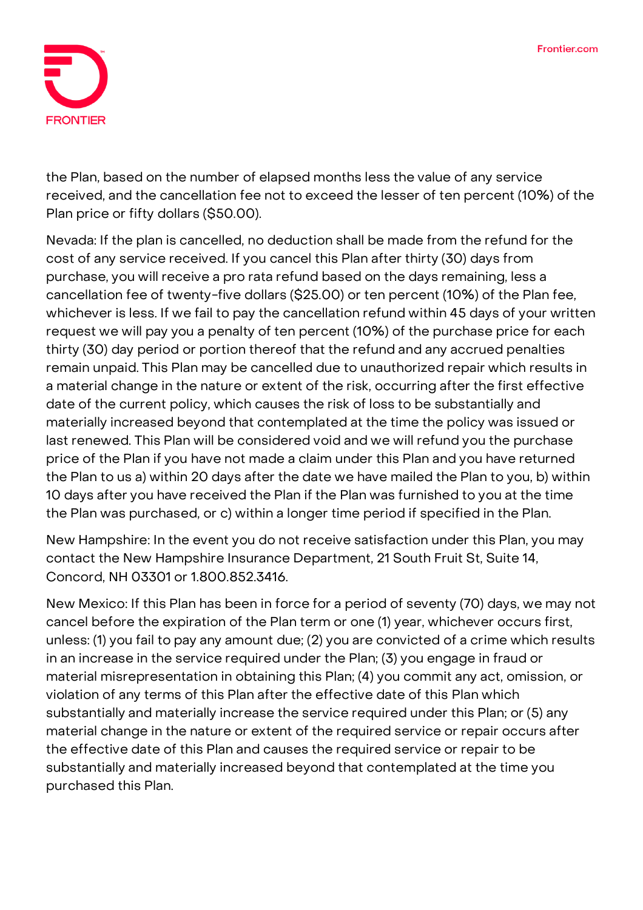the Plan, based on the number of elapsed months less the value of any service received, and the cancellation fee not to exceed the lesser of ten percent (10%) of the Plan price or fifty dollars ($50.00).

Nevada: If the plan is cancelled, no deduction shall be made from the refund for the cost of any service received. If you cancel this Plan after thirty (30) days from purchase, you will receive a pro rata refund based on the days remaining, less a cancellation fee of twenty-five dollars ($25.00) or ten percent (10%) of the Plan fee, whichever is less. If we fail to pay the cancellation refund within 45 days of your written request we will pay you a penalty of ten percent (10%) of the purchase price for each thirty (30) day period or portion thereof that the refund and any accrued penalties remain unpaid. This Plan may be cancelled due to unauthorized repair which results in a material change in the nature or extent of the risk, occurring after the first effective date of the current policy, which causes the risk of loss to be substantially and materially increased beyond that contemplated at the time the policy was issued or last renewed. This Plan will be considered void and we will refund you the purchase price of the Plan if you have not made a claim under this Plan and you have returned the Plan to us a) within 20 days after the date we have mailed the Plan to you, b) within 10 days after you have received the Plan if the Plan was furnished to you at the time the Plan was purchased, or c) within a longer time period if specified in the Plan.

New Hampshire: In the event you do not receive satisfaction under this Plan, you may contact the New Hampshire Insurance Department, 21 South Fruit St, Suite 14, Concord, NH 03301 or 1.800.852.3416.

New Mexico: If this Plan has been in force for a period of seventy (70) days, we may not cancel before the expiration of the Plan term or one (1) year, whichever occurs first, unless: (1) you fail to pay any amount due; (2) you are convicted of a crime which results in an increase in the service required under the Plan; (3) you engage in fraud or material misrepresentation in obtaining this Plan; (4) you commit any act, omission, or violation of any terms of this Plan after the effective date of this Plan which substantially and materially increase the service required under this Plan; or (5) any material change in the nature or extent of the required service or repair occurs after the effective date of this Plan and causes the required service or repair to be substantially and materially increased beyond that contemplated at the time you purchased this Plan.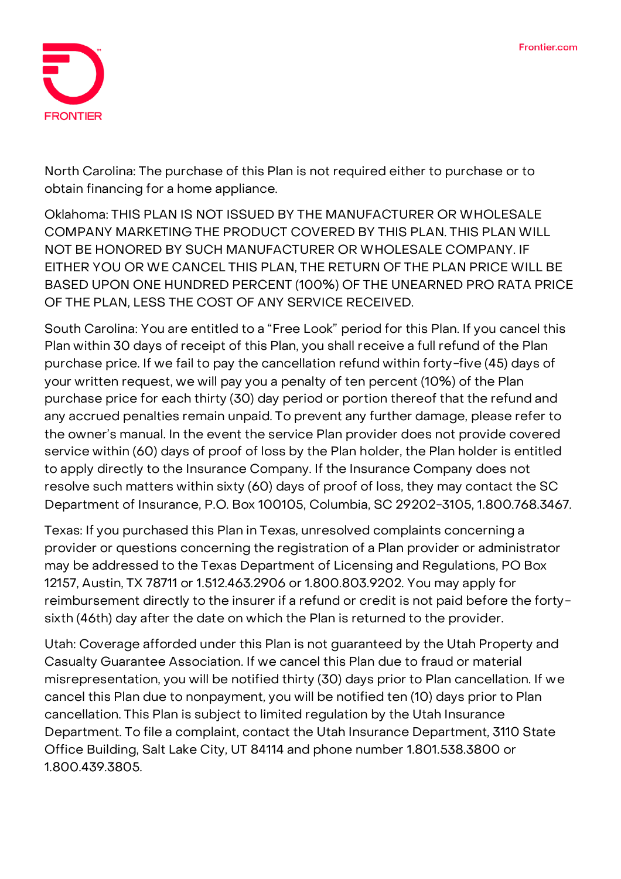North Carolina: The purchase of this Plan is not required either to purchase or to obtain financing for a home appliance.

Oklahoma: THIS PLAN IS NOT ISSUED BY THE MANUFACTURER OR WHOLESALE COMPANY MARKETING THE PRODUCT COVERED BY THIS PLAN. THIS PLAN WILL NOT BE HONORED BY SUCH MANUFACTURER OR WHOLESALE COMPANY. IF EITHER YOU OR WE CANCEL THIS PLAN, THE RETURN OF THE PLAN PRICE WILL BE BASED UPON ONE HUNDRED PERCENT (100%) OF THE UNEARNED PRO RATA PRICE OF THE PLAN, LESS THE COST OF ANY SERVICE RECEIVED.

South Carolina: You are entitled to a "Free Look" period for this Plan. If you cancel this Plan within 30 days of receipt of this Plan, you shall receive a full refund of the Plan purchase price. If we fail to pay the cancellation refund within forty-five (45) days of your written request, we will pay you a penalty of ten percent (10%) of the Plan purchase price for each thirty (30) day period or portion thereof that the refund and any accrued penalties remain unpaid. To prevent any further damage, please refer to the owner's manual. In the event the service Plan provider does not provide covered service within (60) days of proof of loss by the Plan holder, the Plan holder is entitled to apply directly to the Insurance Company. If the Insurance Company does not resolve such matters within sixty (60) days of proof of loss, they may contact the SC Department of Insurance, P.O. Box 100105, Columbia, SC 29202-3105, 1.800.768.3467.

Texas: If you purchased this Plan in Texas, unresolved complaints concerning a provider or questions concerning the registration of a Plan provider or administrator may be addressed to the Texas Department of Licensing and Regulations, PO Box 12157, Austin, TX 78711 or 1.512.463.2906 or 1.800.803.9202. You may apply for reimbursement directly to the insurer if a refund or credit is not paid before the forty-sixth (46th) day after the date on which the Plan is returned to the provider.

Utah: Coverage afforded under this Plan is not guaranteed by the Utah Property and Casualty Guarantee Association. If we cancel this Plan due to fraud or material misrepresentation, you will be notified thirty (30) days prior to Plan cancellation. If we cancel this Plan due to nonpayment, you will be notified ten (10) days prior to Plan cancellation. This Plan is subject to limited regulation by the Utah Insurance Department. To file a complaint, contact the Utah Insurance Department, 3110 State Office Building, Salt Lake City, UT 84114 and phone number 1.801.538.3800 or 1.800.439.3805.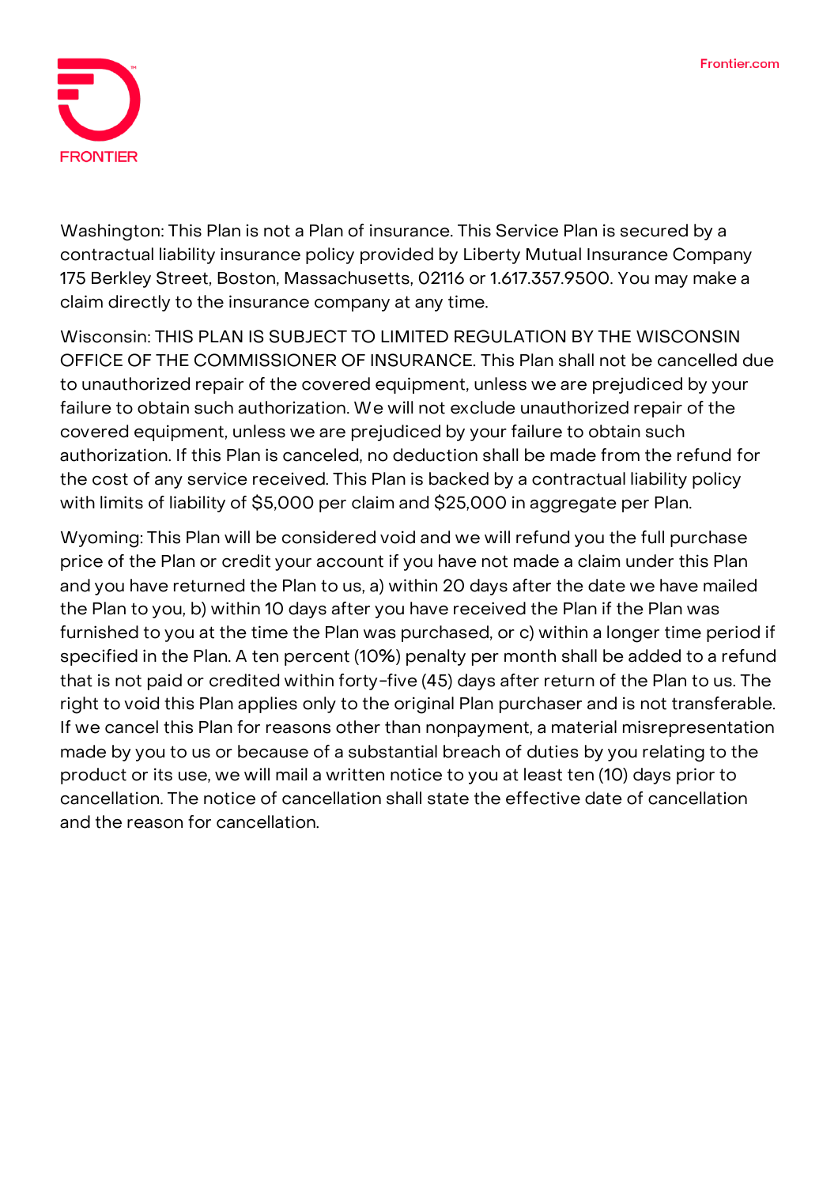Washington: This Plan is not a Plan of insurance. This Service Plan is secured by a contractual liability insurance policy provided by Liberty Mutual Insurance Company 175 Berkley Street, Boston, Massachusetts, 02116 or 1.617.357.9500. You may make a claim directly to the insurance company at any time.

Wisconsin: THIS PLAN IS SUBJECT TO LIMITED REGULATION BY THE WISCONSIN OFFICE OF THE COMMISSIONER OF INSURANCE. This Plan shall not be cancelled due to unauthorized repair of the covered equipment, unless we are prejudiced by your failure to obtain such authorization. We will not exclude unauthorized repair of the covered equipment, unless we are prejudiced by your failure to obtain such authorization. If this Plan is canceled, no deduction shall be made from the refund for the cost of any service received. This Plan is backed by a contractual liability policy with limits of liability of $5,000 per claim and $25,000 in aggregate per Plan.

Wyoming: This Plan will be considered void and we will refund you the full purchase price of the Plan or credit your account if you have not made a claim under this Plan and you have returned the Plan to us, a) within 20 days after the date we have mailed the Plan to you, b) within 10 days after you have received the Plan if the Plan was furnished to you at the time the Plan was purchased, or c) within a longer time period if specified in the Plan. A ten percent (10%) penalty per month shall be added to a refund that is not paid or credited within forty-five (45) days after return of the Plan to us. The right to void this Plan applies only to the original Plan purchaser and is not transferable. If we cancel this Plan for reasons other than nonpayment, a material misrepresentation made by you to us or because of a substantial breach of duties by you relating to the product or its use, we will mail a written notice to you at least ten (10) days prior to cancellation. The notice of cancellation shall state the effective date of cancellation and the reason for cancellation.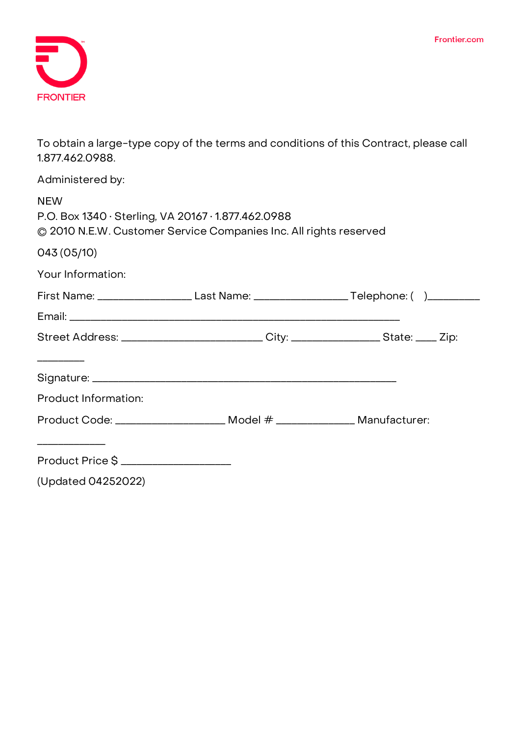FRONTIER

Frontier.com

To obtain a large-type copy of the terms and conditions of this Contract, please call 1.877.462.0988.

Administered by:

NEW
P.O. Box 1340 · Sterling, VA 20167 · 1.877.462.0988
© 2010 N.E.W. Customer Service Companies Inc. All rights reserved

043 (05/10)

Your Information:

First Name: _______________ Last Name: _______________ Telephone: (    )_________

Email: ____________________________________________________________

Street Address: _________________________ City: _______________ State: ____ Zip: ________

Signature: ______________________________________________________

Product Information:

Product Code: ___________________ Model # ______________ Manufacturer: ____________

Product Price $ ___________________

(Updated 04252022)